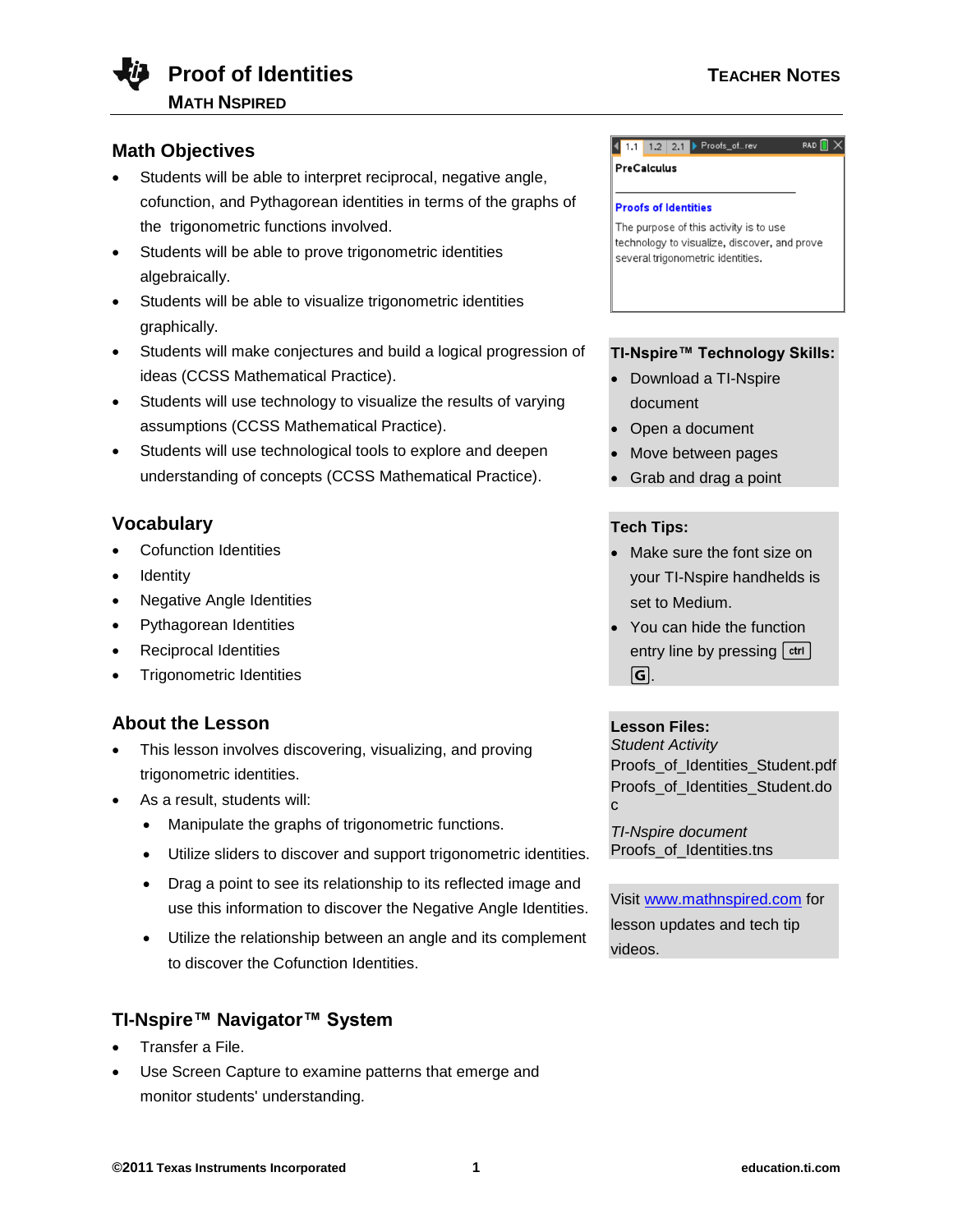# Proof of Identities

**MATH NSPIRED**

**TEACHER NOTES**

## Math Objectives

- Students will be able to interpret reciprocal, negative angle, cofunction, and Pythagorean identities in terms of the graphs of the trigonometric functions involved.
- Students will be able to prove trigonometric identities algebraically.
- Students will be able to visualize trigonometric identities graphically.
- Students will make conjectures and build a logical progression of ideas (CCSS Mathematical Practice).
- Students will use technology to visualize the results of varying assumptions (CCSS Mathematical Practice).
- Students will use technological tools to explore and deepen understanding of concepts (CCSS Mathematical Practice).

## Vocabulary

- Cofunction Identities
- Identity
- Negative Angle Identities
- Pythagorean Identities
- Reciprocal Identities
- Trigonometric Identities

## About the Lesson

- This lesson involves discovering, visualizing, and proving trigonometric identities.
- As a result, students will:
  - Manipulate the graphs of trigonometric functions.
  - Utilize sliders to discover and support trigonometric identities.
  - Drag a point to see its relationship to its reflected image and use this information to discover the Negative Angle Identities.
  - Utilize the relationship between an angle and its complement to discover the Cofunction Identities.

## TI-Nspire™ Navigator™ System

- Transfer a File.
- Use Screen Capture to examine patterns that emerge and monitor students' understanding.

1.1 1.2 2.1 Proofs_of..rev RAD

PreCalculus

Proofs of Identities

The purpose of this activity is to use technology to visualize, discover, and prove several trigonometric identities.

**TI-Nspire™ Technology Skills:**

- Download a TI-Nspire document
- Open a document
- Move between pages
- Grab and drag a point

**Tech Tips:**

- Make sure the font size on your TI-Nspire handhelds is set to Medium.
- You can hide the function entry line by pressing ctrl G.

**Lesson Files:**

*Student Activity*

Proofs_of_Identities_Student.pdf

Proofs_of_Identities_Student.doc

*TI-Nspire document*

Proofs_of_Identities.tns

Visit www.mathnspired.com for lesson updates and tech tip videos.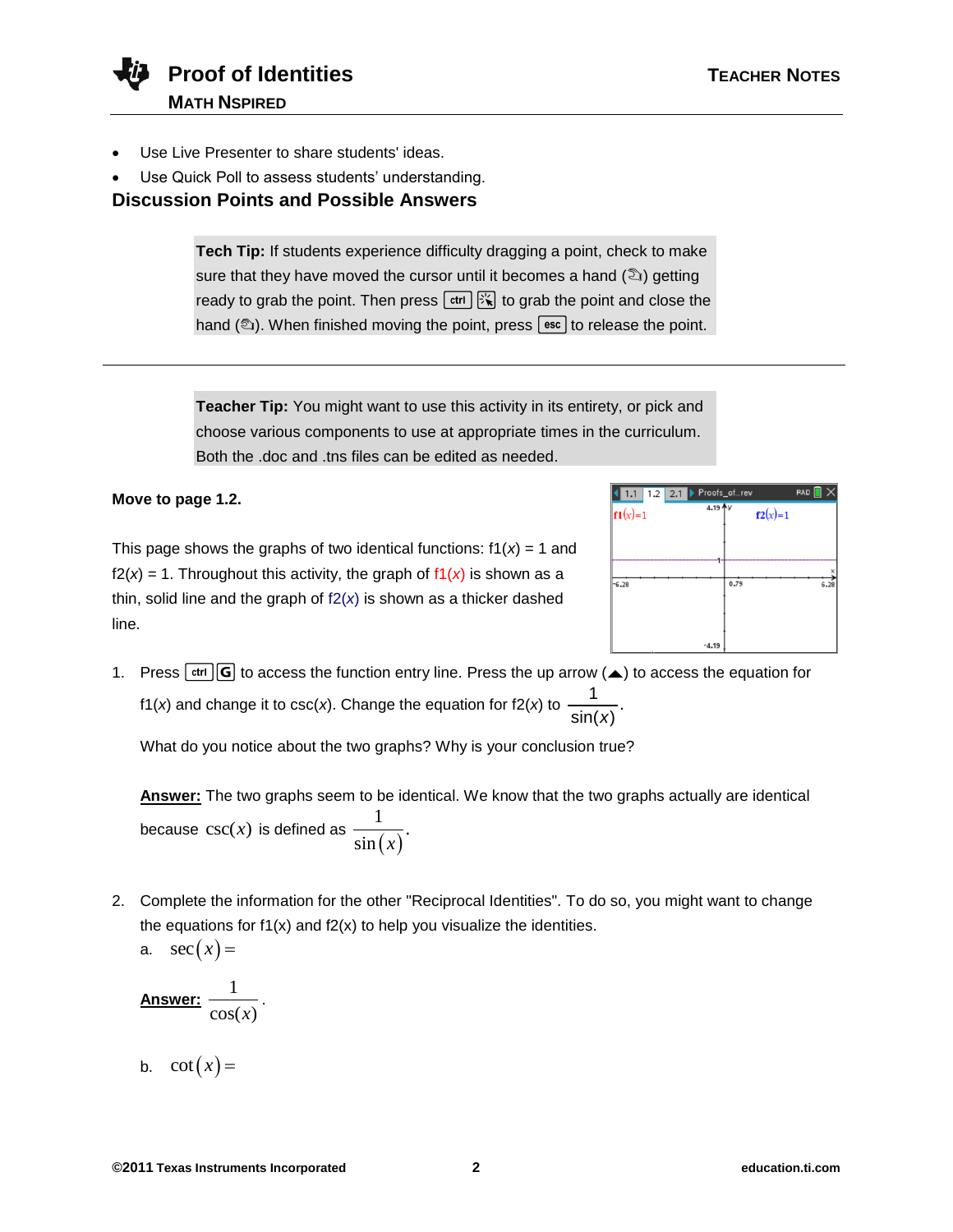- Use Live Presenter to share students' ideas.
- Use Quick Poll to assess students' understanding.

## Discussion Points and Possible Answers

**Tech Tip:** If students experience difficulty dragging a point, check to make sure that they have moved the cursor until it becomes a hand (☝) getting ready to grab the point. Then press ctrl ⬚ to grab the point and close the hand (✊). When finished moving the point, press esc to release the point.

---

**Teacher Tip:** You might want to use this activity in its entirety, or pick and choose various components to use at appropriate times in the curriculum. Both the .doc and .tns files can be edited as needed.

**Move to page 1.2.**

This page shows the graphs of two identical functions: f1($x$) = 1 and f2($x$) = 1. Throughout this activity, the graph of f1($x$) is shown as a thin, solid line and the graph of f2($x$) is shown as a thicker dashed line.

1.1 1.2 2.1 Proofs_of..rev RAD
f1(x)=1
f2(x)=1
4.19 y
1
-6.28
0.79
6.28
x
-4.19

1. Press ctrl G to access the function entry line. Press the up arrow (▲) to access the equation for f1($x$) and change it to csc($x$). Change the equation for f2($x$) to $\dfrac{1}{\sin(x)}$.

   What do you notice about the two graphs? Why is your conclusion true?

   **Answer:** The two graphs seem to be identical. We know that the two graphs actually are identical because $\csc(x)$ is defined as $\dfrac{1}{\sin(x)}$.

2. Complete the information for the other "Reciprocal Identities". To do so, you might want to change the equations for f1(x) and f2(x) to help you visualize the identities.

   a. $\sec(x) =$

   **Answer:** $\dfrac{1}{\cos(x)}$.

   b. $\cot(x) =$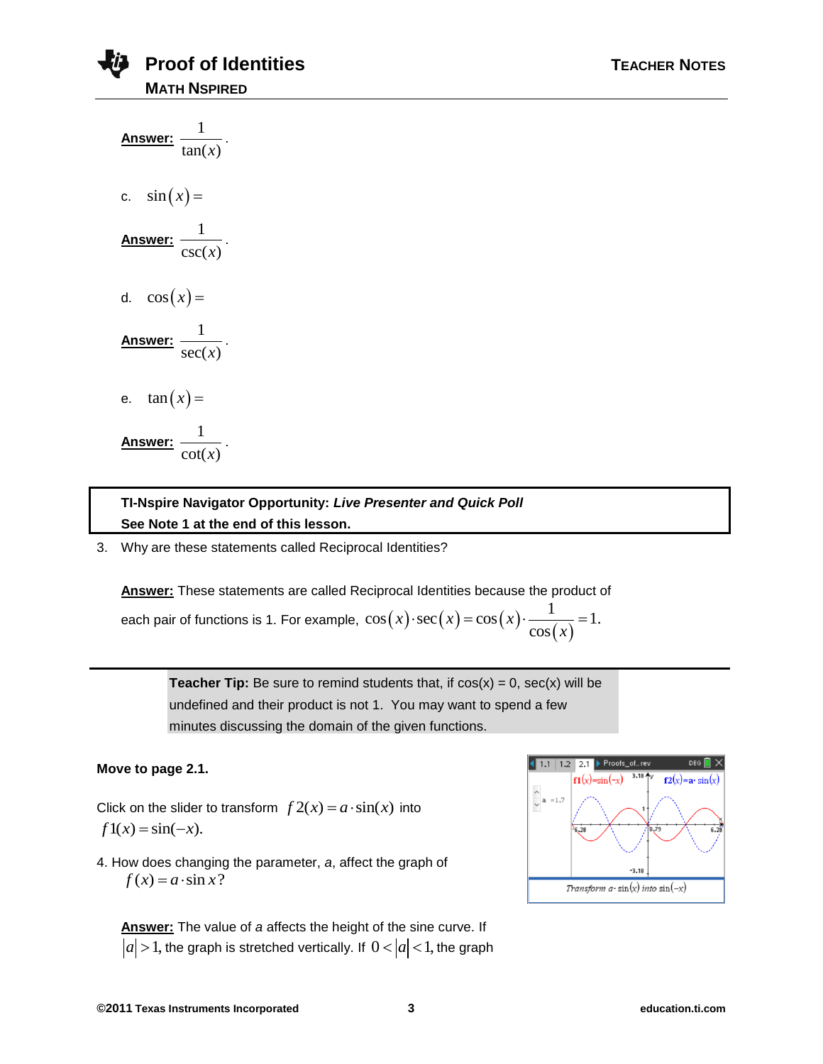**Answer:** $\frac{1}{\tan(x)}$.

c. $\sin(x) =$

**Answer:** $\frac{1}{\csc(x)}$.

d. $\cos(x) =$

**Answer:** $\frac{1}{\sec(x)}$.

e. $\tan(x) =$

**Answer:** $\frac{1}{\cot(x)}$.

> **TI-Nspire Navigator Opportunity:** ***Live Presenter and Quick Poll***
> **See Note 1 at the end of this lesson.**

3. Why are these statements called Reciprocal Identities?

**Answer:** These statements are called Reciprocal Identities because the product of each pair of functions is 1. For example, $\cos(x) \cdot \sec(x) = \cos(x) \cdot \frac{1}{\cos(x)} = 1.$

> **Teacher Tip:** Be sure to remind students that, if cos(x) = 0, sec(x) will be undefined and their product is not 1. You may want to spend a few minutes discussing the domain of the given functions.

**Move to page 2.1.**

1.1 1.2 2.1 Proofs_of...rev DEG

$f1(x)=\sin(-x)$

$f2(x)=a \cdot \sin(x)$

a =1.7

3.18

1

-6.28

0.79

6.28

-3.18

Transform $a \cdot \sin(x)$ into $\sin(-x)$

Click on the slider to transform $f2(x) = a \cdot \sin(x)$ into $f1(x) = \sin(-x)$.

4. How does changing the parameter, *a*, affect the graph of $f(x) = a \cdot \sin x$?

**Answer:** The value of *a* affects the height of the sine curve. If $|a| > 1$, the graph is stretched vertically. If $0 < |a| < 1$, the graph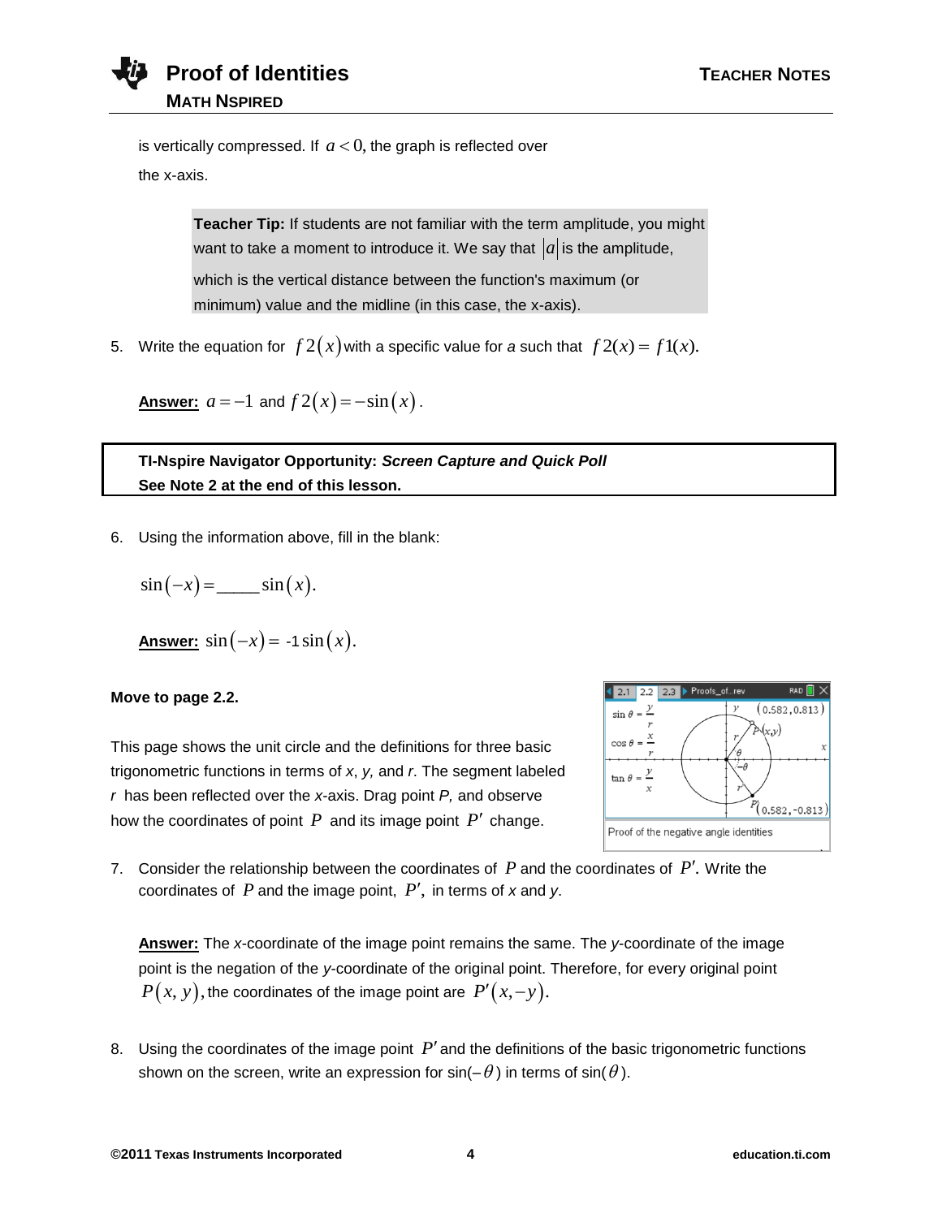is vertically compressed. If $a < 0$, the graph is reflected over the x-axis.

> **Teacher Tip:** If students are not familiar with the term amplitude, you might want to take a moment to introduce it. We say that $|a|$ is the amplitude, which is the vertical distance between the function's maximum (or minimum) value and the midline (in this case, the x-axis).

5. Write the equation for $f2(x)$ with a specific value for *a* such that $f2(x) = f1(x)$.

   **Answer:** $a = -1$ and $f2(x) = -\sin(x)$.

**TI-Nspire Navigator Opportunity:** ***Screen Capture and Quick Poll***
**See Note 2 at the end of this lesson.**

6. Using the information above, fill in the blank:

   $\sin(-x) = \_\_\_\_\_ \sin(x).$

   **Answer:** $\sin(-x) = -1\sin(x).$

**Move to page 2.2.**

This page shows the unit circle and the definitions for three basic trigonometric functions in terms of *x*, *y,* and *r*. The segment labeled *r* has been reflected over the *x*-axis. Drag point *P,* and observe how the coordinates of point $P$ and its image point $P'$ change.

2.1 2.2 2.3 Proofs_of..rev RAD
$\sin\theta = \frac{y}{r}$
$\cos\theta = \frac{x}{r}$
$\tan\theta = \frac{y}{x}$
(0.582, 0.813)
P(x,y)
(0.582, -0.813)
Proof of the negative angle identities

7. Consider the relationship between the coordinates of $P$ and the coordinates of $P'$. Write the coordinates of $P$ and the image point, $P'$, in terms of *x* and *y*.

   **Answer:** The *x*-coordinate of the image point remains the same. The *y*-coordinate of the image point is the negation of the *y*-coordinate of the original point. Therefore, for every original point $P(x, y)$, the coordinates of the image point are $P'(x, -y)$.

8. Using the coordinates of the image point $P'$ and the definitions of the basic trigonometric functions shown on the screen, write an expression for sin($-\theta$) in terms of sin($\theta$).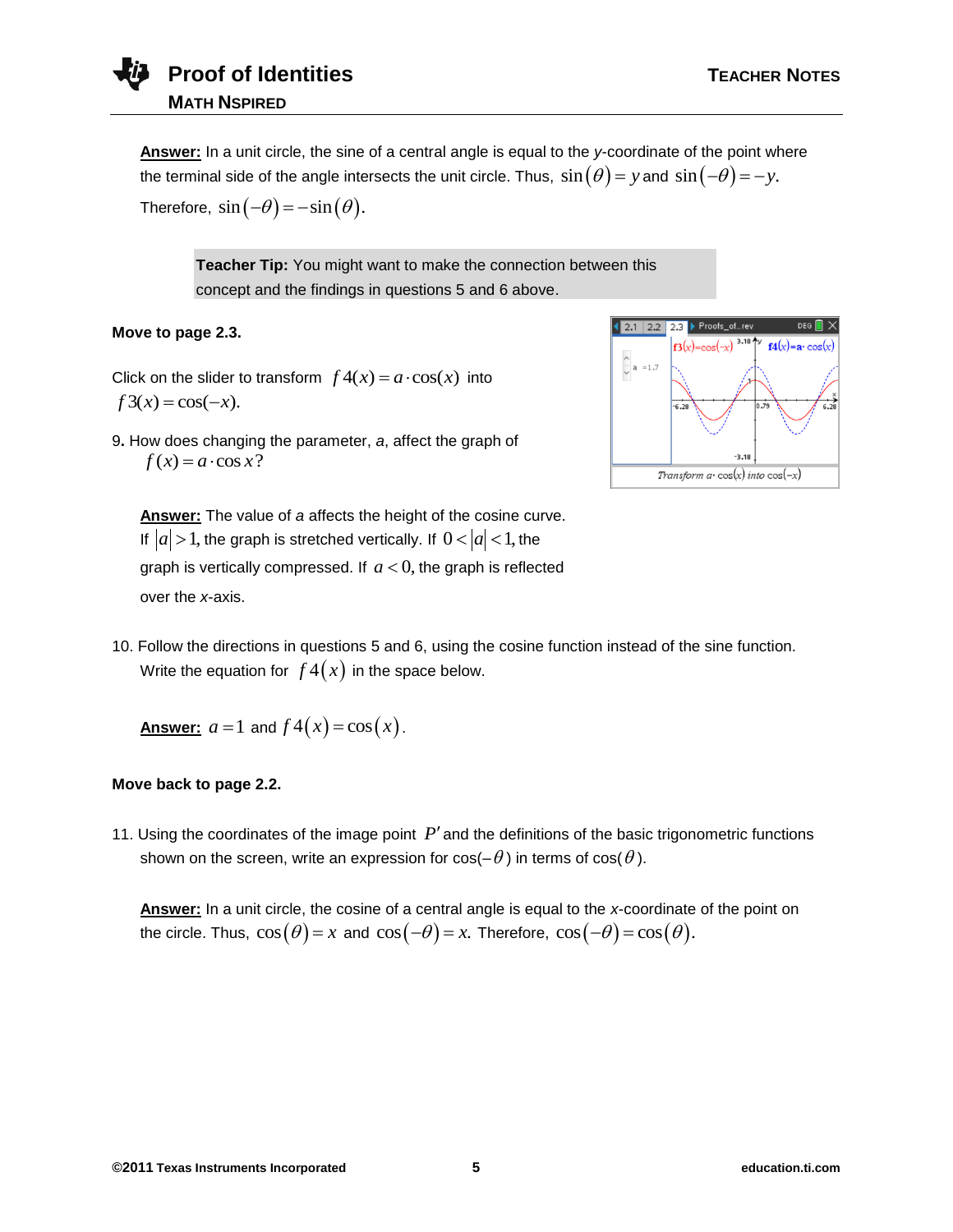**Answer:** In a unit circle, the sine of a central angle is equal to the *y*-coordinate of the point where the terminal side of the angle intersects the unit circle. Thus, $\sin(\theta) = y$ and $\sin(-\theta) = -y$. Therefore, $\sin(-\theta) = -\sin(\theta)$.

> **Teacher Tip:** You might want to make the connection between this concept and the findings in questions 5 and 6 above.

**Move to page 2.3.**

Click on the slider to transform $f4(x) = a \cdot \cos(x)$ into $f3(x) = \cos(-x)$.

2.1 2.2 2.3 Proofs_of_rev DEG

f3(x)=cos(-x) f4(x)=a·cos(x)

a =1.7

3.18

-6.28

0.79

6.28

-3.18

Transform a·cos(x) into cos(-x)

9. How does changing the parameter, *a*, affect the graph of $f(x) = a \cdot \cos x$?

   **Answer:** The value of *a* affects the height of the cosine curve. If $|a| > 1$, the graph is stretched vertically. If $0 < |a| < 1$, the graph is vertically compressed. If $a < 0$, the graph is reflected over the *x*-axis.

10. Follow the directions in questions 5 and 6, using the cosine function instead of the sine function. Write the equation for $f4(x)$ in the space below.

    **Answer:** $a = 1$ and $f4(x) = \cos(x)$.

**Move back to page 2.2.**

11. Using the coordinates of the image point $P'$ and the definitions of the basic trigonometric functions shown on the screen, write an expression for cos($-\theta$) in terms of cos($\theta$).

    **Answer:** In a unit circle, the cosine of a central angle is equal to the *x*-coordinate of the point on the circle. Thus, $\cos(\theta) = x$ and $\cos(-\theta) = x$. Therefore, $\cos(-\theta) = \cos(\theta)$.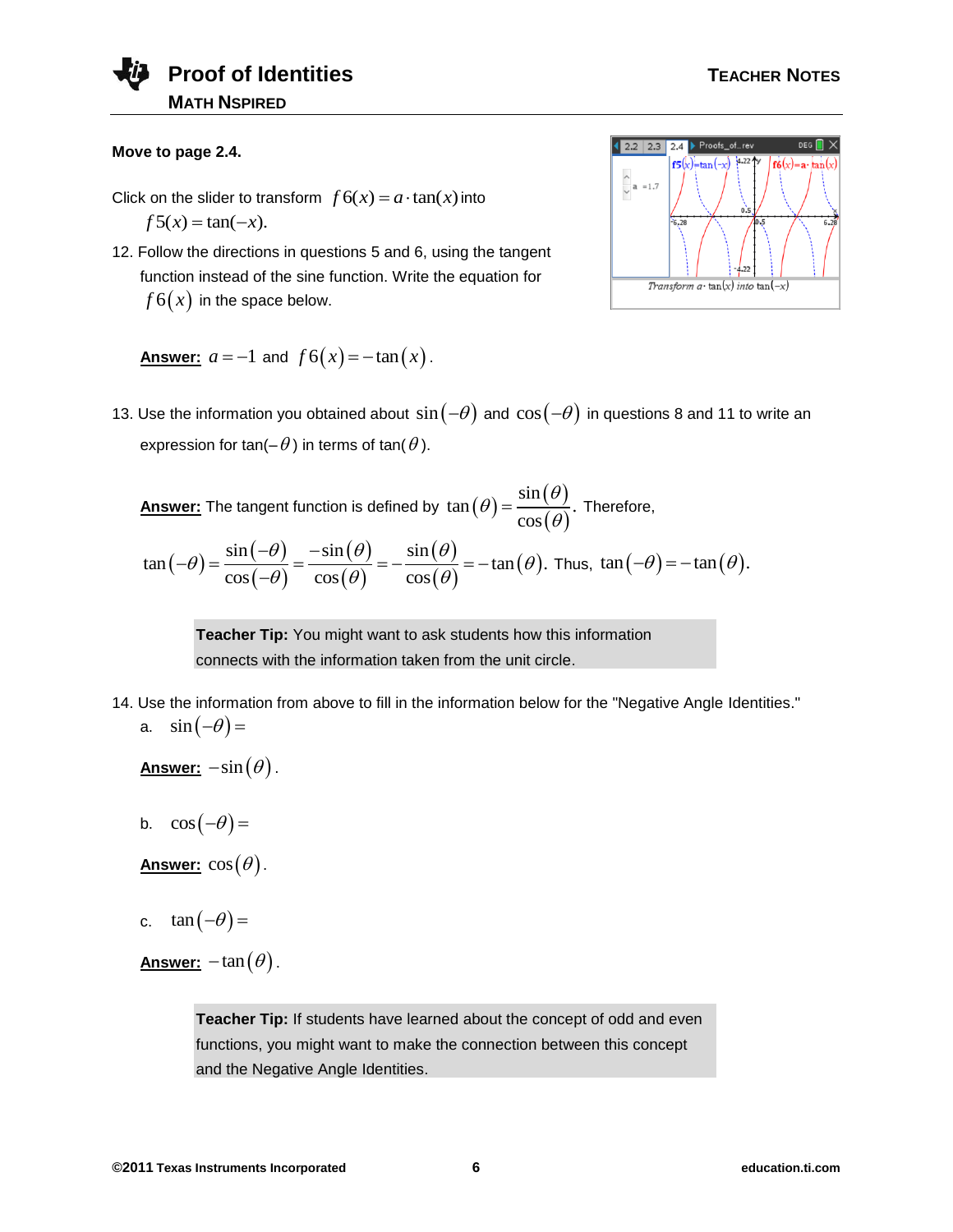**Move to page 2.4.**

Click on the slider to transform $f6(x) = a \cdot \tan(x)$ into $f5(x) = \tan(-x)$.

12. Follow the directions in questions 5 and 6, using the tangent function instead of the sine function. Write the equation for $f6(x)$ in the space below.

**Answer:** $a = -1$ and $f6(x) = -\tan(x)$.

13. Use the information you obtained about $\sin(-\theta)$ and $\cos(-\theta)$ in questions 8 and 11 to write an expression for $\tan(-\theta)$ in terms of $\tan(\theta)$.

**Answer:** The tangent function is defined by $\tan(\theta) = \dfrac{\sin(\theta)}{\cos(\theta)}$. Therefore,

$$\tan(-\theta) = \frac{\sin(-\theta)}{\cos(-\theta)} = \frac{-\sin(\theta)}{\cos(\theta)} = -\frac{\sin(\theta)}{\cos(\theta)} = -\tan(\theta).$$ Thus, $\tan(-\theta) = -\tan(\theta)$.

> **Teacher Tip:** You might want to ask students how this information connects with the information taken from the unit circle.

14. Use the information from above to fill in the information below for the "Negative Angle Identities."

a. $\sin(-\theta) =$

**Answer:** $-\sin(\theta)$.

b. $\cos(-\theta) =$

**Answer:** $\cos(\theta)$.

c. $\tan(-\theta) =$

**Answer:** $-\tan(\theta)$.

> **Teacher Tip:** If students have learned about the concept of odd and even functions, you might want to make the connection between this concept and the Negative Angle Identities.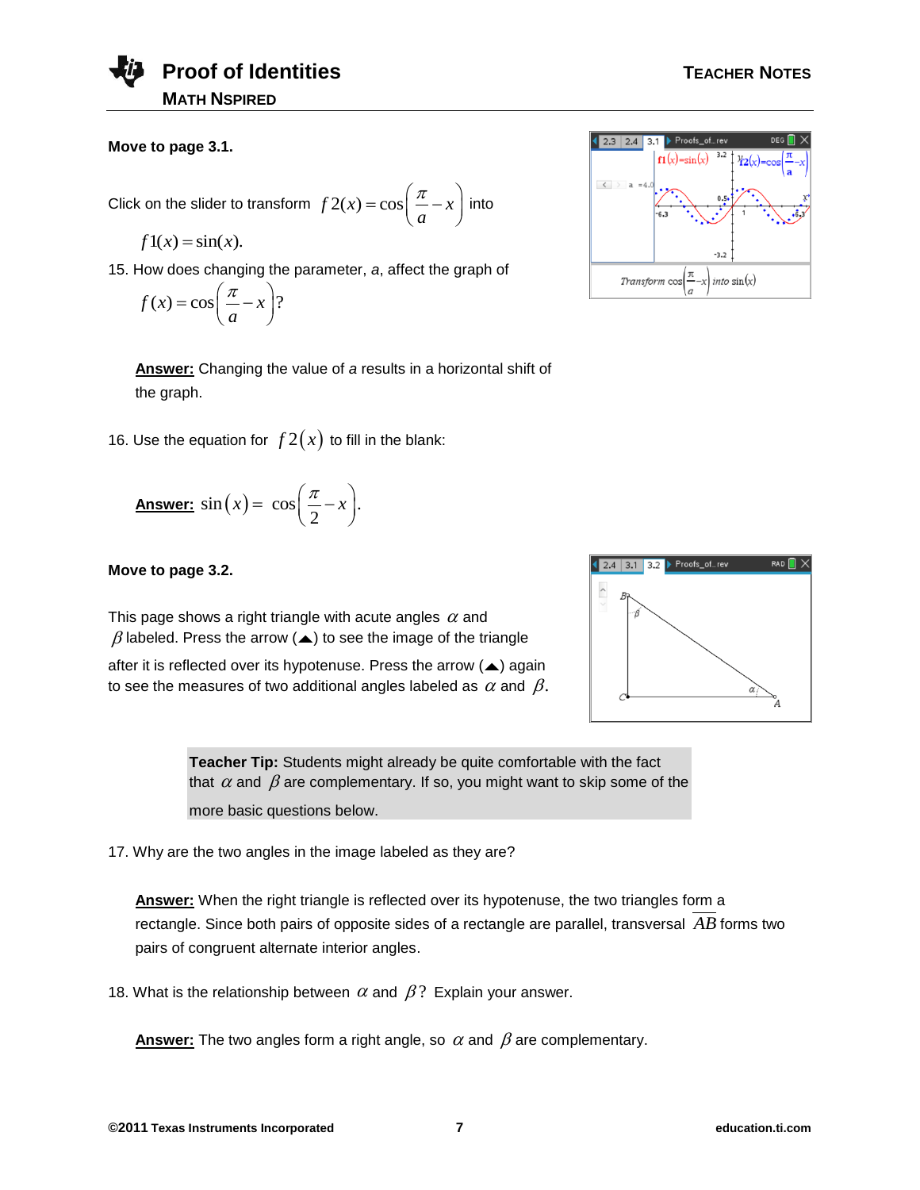**Move to page 3.1.**

Click on the slider to transform $f2(x) = \cos\left(\dfrac{\pi}{a} - x\right)$ into $f1(x) = \sin(x)$.

15. How does changing the parameter, *a*, affect the graph of $f(x) = \cos\left(\dfrac{\pi}{a} - x\right)$?

    **Answer:** Changing the value of *a* results in a horizontal shift of the graph.

16. Use the equation for $f2(x)$ to fill in the blank:

    **Answer:** $\sin(x) = \cos\left(\dfrac{\pi}{2} - x\right).$

**Move to page 3.2.**

This page shows a right triangle with acute angles $\alpha$ and $\beta$ labeled. Press the arrow (▲) to see the image of the triangle after it is reflected over its hypotenuse. Press the arrow (▲) again to see the measures of two additional angles labeled as $\alpha$ and $\beta$.

> **Teacher Tip:** Students might already be quite comfortable with the fact that $\alpha$ and $\beta$ are complementary. If so, you might want to skip some of the more basic questions below.

17. Why are the two angles in the image labeled as they are?

    **Answer:** When the right triangle is reflected over its hypotenuse, the two triangles form a rectangle. Since both pairs of opposite sides of a rectangle are parallel, transversal $\overline{AB}$ forms two pairs of congruent alternate interior angles.

18. What is the relationship between $\alpha$ and $\beta$? Explain your answer.

    **Answer:** The two angles form a right angle, so $\alpha$ and $\beta$ are complementary.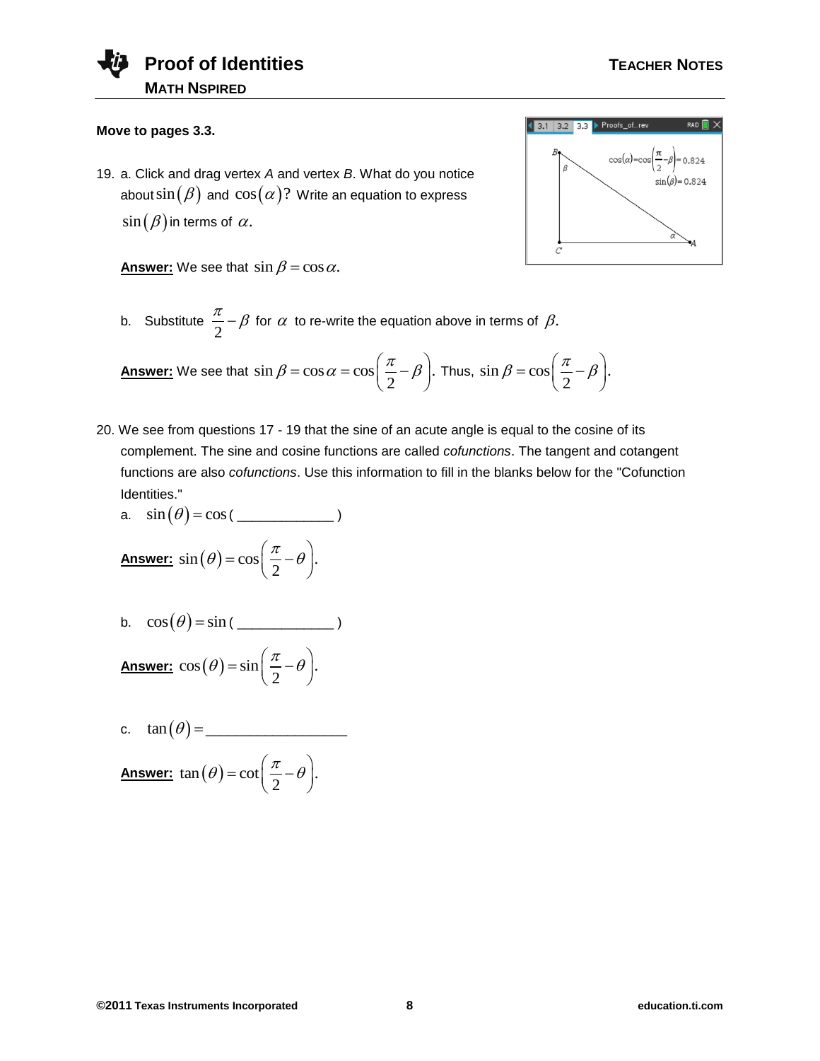**Move to pages 3.3.**

19. a. Click and drag vertex *A* and vertex *B*. What do you notice about $\sin(\beta)$ and $\cos(\alpha)$? Write an equation to express $\sin(\beta)$ in terms of $\alpha$.

B
β
C
α
A
cos(α)=cos(π/2−β)=0.824
sin(β)=0.824

**Answer:** We see that $\sin\beta = \cos\alpha$.

b. Substitute $\frac{\pi}{2} - \beta$ for $\alpha$ to re-write the equation above in terms of $\beta$.

**Answer:** We see that $\sin\beta = \cos\alpha = \cos\left(\frac{\pi}{2} - \beta\right)$. Thus, $\sin\beta = \cos\left(\frac{\pi}{2} - \beta\right)$.

20. We see from questions 17 - 19 that the sine of an acute angle is equal to the cosine of its complement. The sine and cosine functions are called *cofunctions*. The tangent and cotangent functions are also *cofunctions*. Use this information to fill in the blanks below for the "Cofunction Identities."

a. $\sin(\theta) = \cos($ _____________ $)$

**Answer:** $\sin(\theta) = \cos\left(\frac{\pi}{2} - \theta\right)$.

b. $\cos(\theta) = \sin($ _____________ $)$

**Answer:** $\cos(\theta) = \sin\left(\frac{\pi}{2} - \theta\right)$.

c. $\tan(\theta) =$ __________________

**Answer:** $\tan(\theta) = \cot\left(\frac{\pi}{2} - \theta\right)$.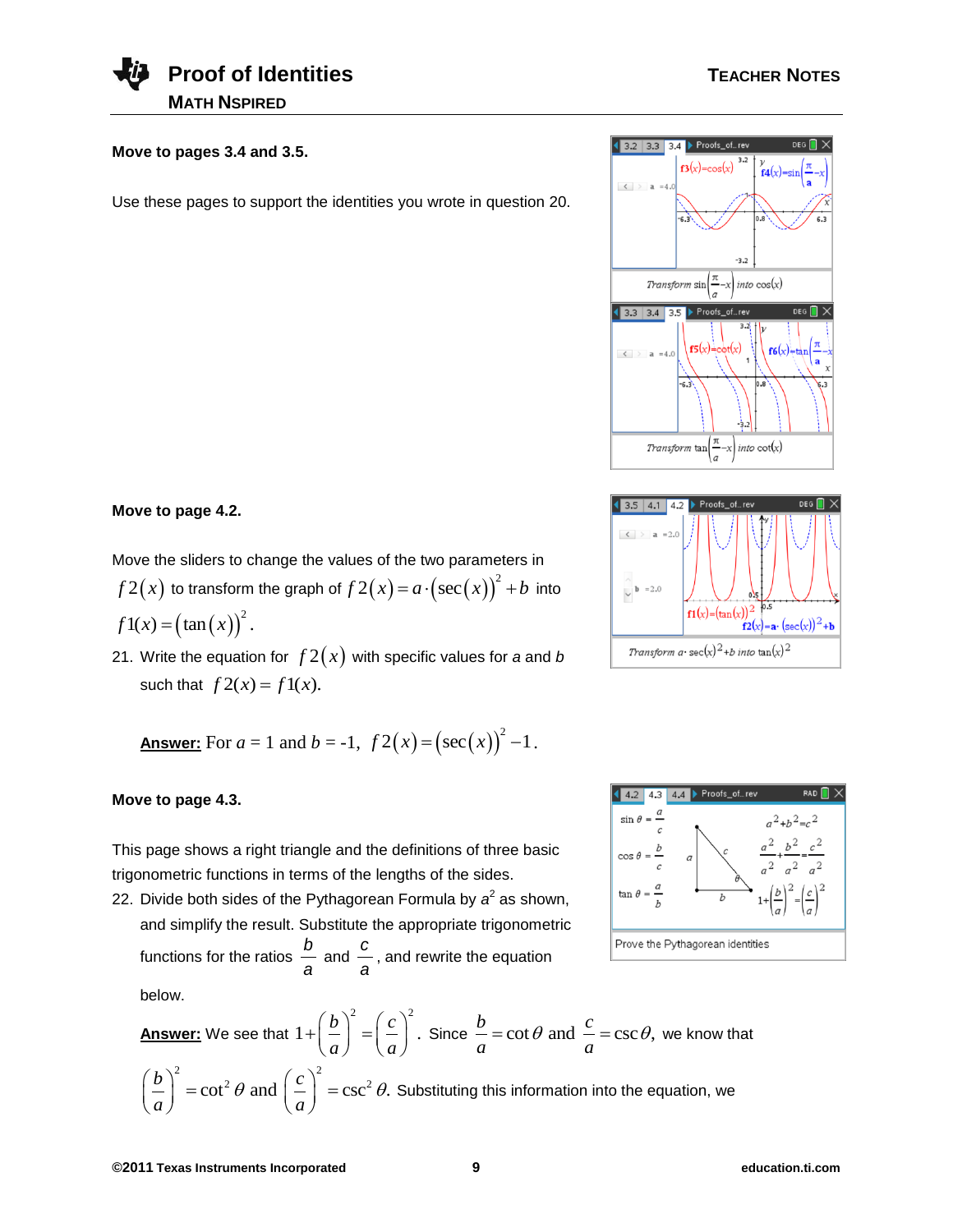**Move to pages 3.4 and 3.5.**

Use these pages to support the identities you wrote in question 20.

**Move to page 4.2.**

Move the sliders to change the values of the two parameters in $f2(x)$ to transform the graph of $f2(x) = a \cdot (\sec(x))^2 + b$ into $f1(x) = (\tan(x))^2$.

21. Write the equation for $f2(x)$ with specific values for *a* and *b* such that $f2(x) = f1(x)$.

 **Answer:** For $a = 1$ and $b = -1$, $f2(x) = (\sec(x))^2 - 1$.

**Move to page 4.3.**

This page shows a right triangle and the definitions of three basic trigonometric functions in terms of the lengths of the sides.

22. Divide both sides of the Pythagorean Formula by $a^2$ as shown, and simplify the result. Substitute the appropriate trigonometric functions for the ratios $\frac{b}{a}$ and $\frac{c}{a}$, and rewrite the equation below.

 **Answer:** We see that $1 + \left(\frac{b}{a}\right)^2 = \left(\frac{c}{a}\right)^2$. Since $\frac{b}{a} = \cot\theta$ and $\frac{c}{a} = \csc\theta$, we know that $\left(\frac{b}{a}\right)^2 = \cot^2\theta$ and $\left(\frac{c}{a}\right)^2 = \csc^2\theta$. Substituting this information into the equation, we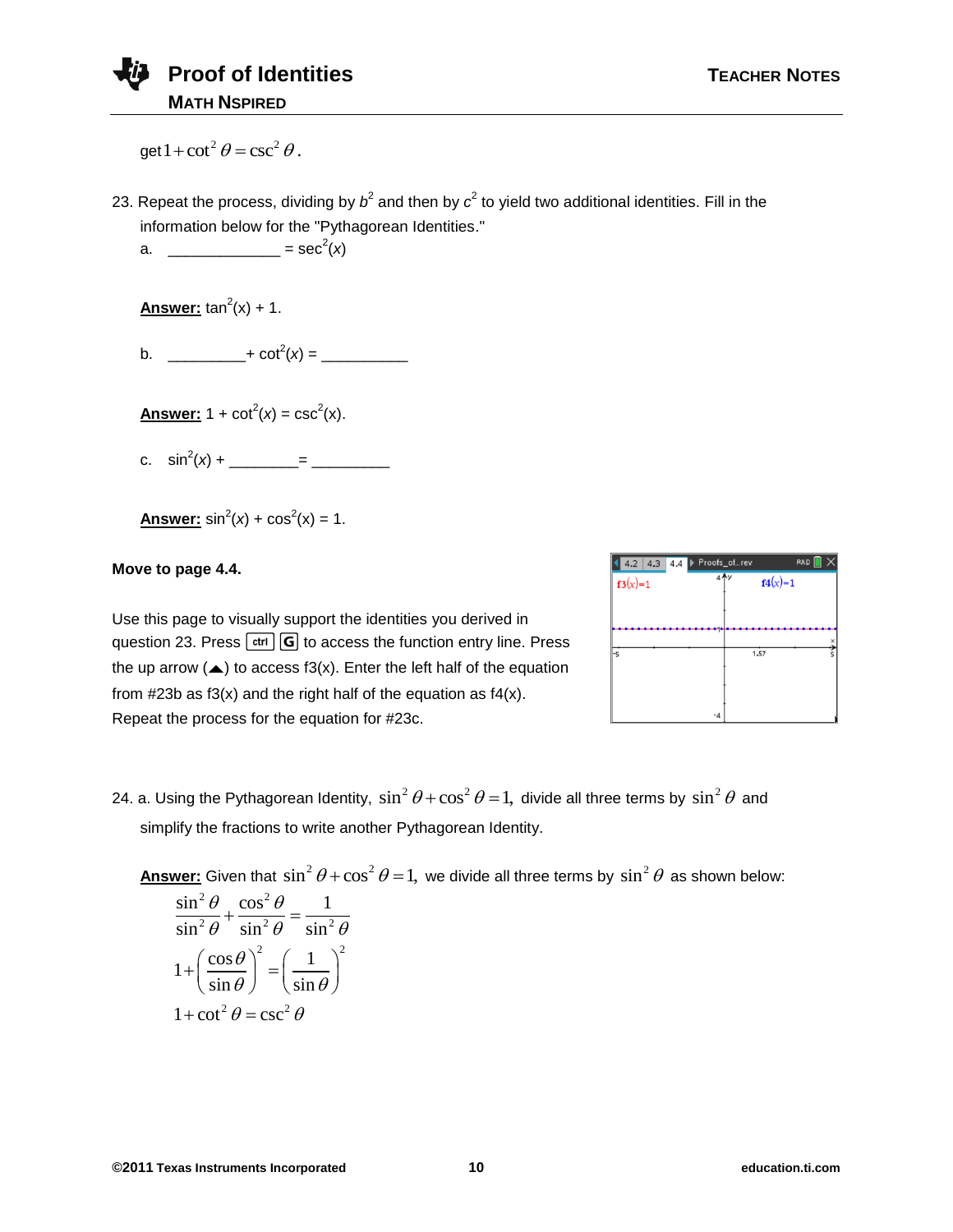get $1+\cot^2\theta = \csc^2\theta$.

23. Repeat the process, dividing by $b^2$ and then by $c^2$ to yield two additional identities. Fill in the information below for the "Pythagorean Identities."

   a. _____________ = $\sec^2(x)$

   **Answer:** $\tan^2(x) + 1$.

   b. _________+ $\cot^2(x)$ = __________

   **Answer:** $1 + \cot^2(x) = \csc^2(x)$.

   c. $\sin^2(x)$ + ________= _________

   **Answer:** $\sin^2(x) + \cos^2(x) = 1$.

**Move to page 4.4.**

Use this page to visually support the identities you derived in question 23. Press ctrl G to access the function entry line. Press the up arrow (▲) to access f3(x). Enter the left half of the equation from #23b as f3(x) and the right half of the equation as f4(x). Repeat the process for the equation for #23c.

4.2 4.3 4.4 Proofs_of...rev RAD

f3(x)=1

f4(x)=1

4

y

-5

1.57

5

x

-4

24. a. Using the Pythagorean Identity, $\sin^2\theta + \cos^2\theta = 1$, divide all three terms by $\sin^2\theta$ and simplify the fractions to write another Pythagorean Identity.

   **Answer:** Given that $\sin^2\theta + \cos^2\theta = 1$, we divide all three terms by $\sin^2\theta$ as shown below:

$$\frac{\sin^2\theta}{\sin^2\theta} + \frac{\cos^2\theta}{\sin^2\theta} = \frac{1}{\sin^2\theta}$$

$$1 + \left(\frac{\cos\theta}{\sin\theta}\right)^2 = \left(\frac{1}{\sin\theta}\right)^2$$

$$1 + \cot^2\theta = \csc^2\theta$$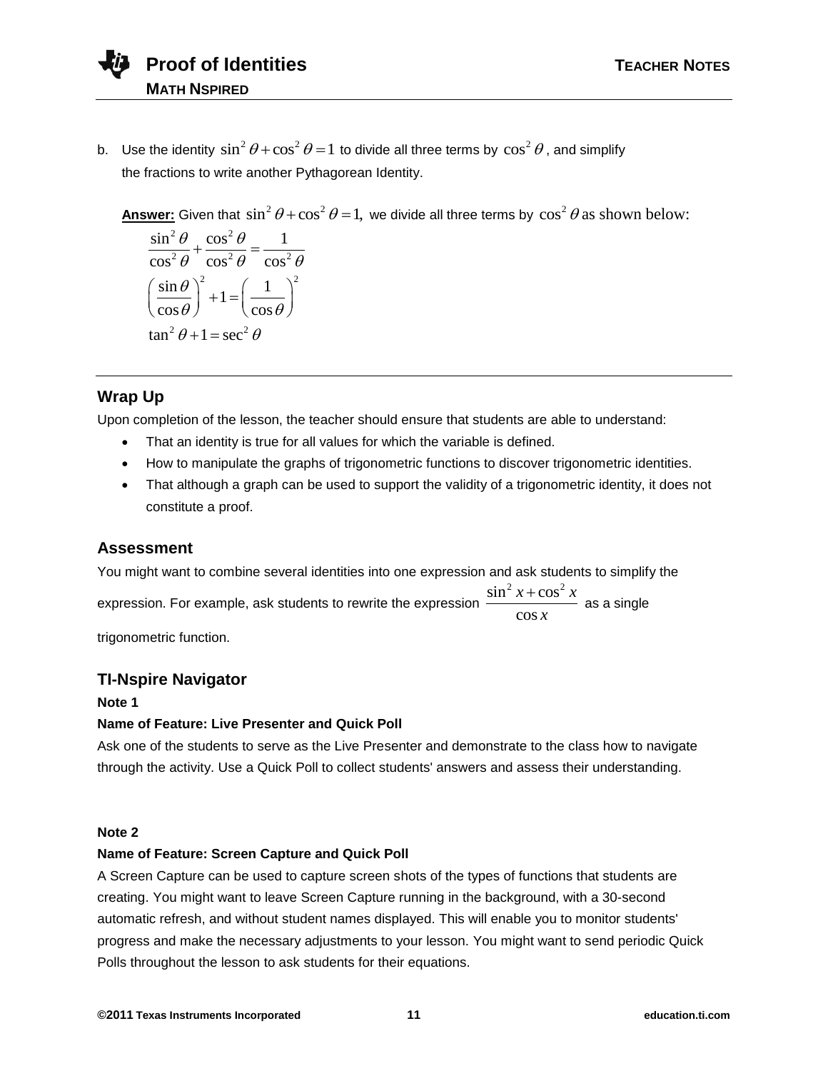b. Use the identity $\sin^2\theta + \cos^2\theta = 1$ to divide all three terms by $\cos^2\theta$, and simplify the fractions to write another Pythagorean Identity.

**Answer:** Given that $\sin^2\theta + \cos^2\theta = 1,$ we divide all three terms by $\cos^2\theta$ as shown below:

$$\frac{\sin^2\theta}{\cos^2\theta} + \frac{\cos^2\theta}{\cos^2\theta} = \frac{1}{\cos^2\theta}$$

$$\left(\frac{\sin\theta}{\cos\theta}\right)^2 + 1 = \left(\frac{1}{\cos\theta}\right)^2$$

$$\tan^2\theta + 1 = \sec^2\theta$$

---

## Wrap Up

Upon completion of the lesson, the teacher should ensure that students are able to understand:

- That an identity is true for all values for which the variable is defined.
- How to manipulate the graphs of trigonometric functions to discover trigonometric identities.
- That although a graph can be used to support the validity of a trigonometric identity, it does not constitute a proof.

## Assessment

You might want to combine several identities into one expression and ask students to simplify the expression. For example, ask students to rewrite the expression $\dfrac{\sin^2 x + \cos^2 x}{\cos x}$ as a single trigonometric function.

## TI-Nspire Navigator

**Note 1**

**Name of Feature: Live Presenter and Quick Poll**

Ask one of the students to serve as the Live Presenter and demonstrate to the class how to navigate through the activity. Use a Quick Poll to collect students' answers and assess their understanding.

**Note 2**

**Name of Feature: Screen Capture and Quick Poll**

A Screen Capture can be used to capture screen shots of the types of functions that students are creating. You might want to leave Screen Capture running in the background, with a 30-second automatic refresh, and without student names displayed. This will enable you to monitor students' progress and make the necessary adjustments to your lesson. You might want to send periodic Quick Polls throughout the lesson to ask students for their equations.